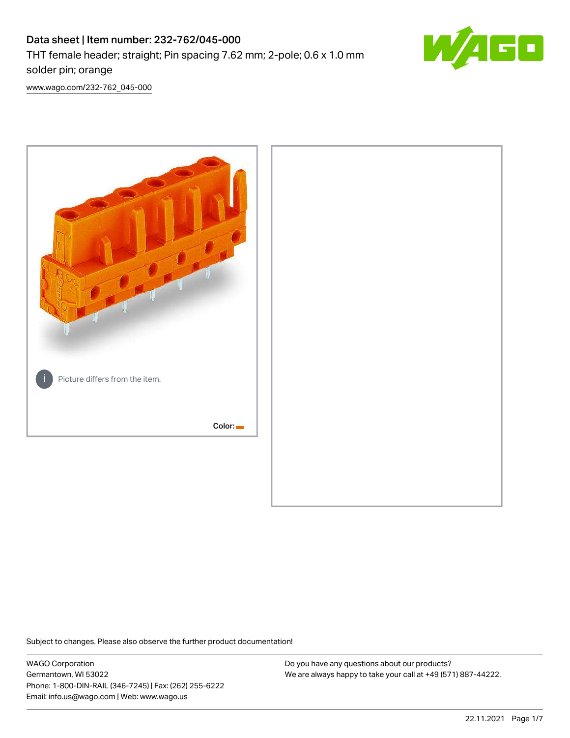# Data sheet | Item number: 232-762/045-000

THT female header; straight; Pin spacing 7.62 mm; 2-pole; 0.6 x 1.0 mm solder pin; orange

www.wago.com/232-762_045-000

Picture differs from the item.

Color:

Subject to changes. Please also observe the further product documentation!

WAGO Corporation
Germantown, WI 53022
Phone: 1-800-DIN-RAIL (346-7245) | Fax: (262) 255-6222
Email: info.us@wago.com | Web: www.wago.us

Do you have any questions about our products?
We are always happy to take your call at +49 (571) 887-44222.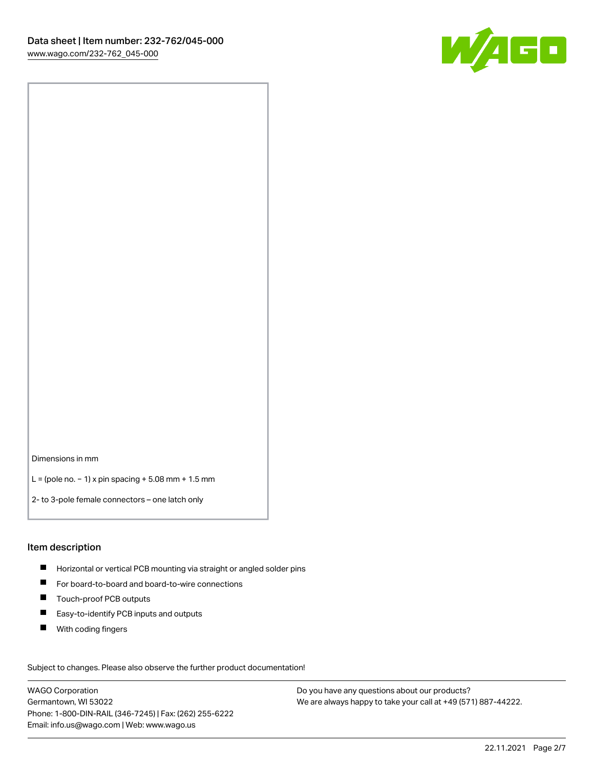Dimensions in mm

L = (pole no. − 1) x pin spacing + 5.08 mm + 1.5 mm

2- to 3-pole female connectors – one latch only

## Item description

- Horizontal or vertical PCB mounting via straight or angled solder pins
- For board-to-board and board-to-wire connections
- Touch-proof PCB outputs
- Easy-to-identify PCB inputs and outputs
- With coding fingers

Subject to changes. Please also observe the further product documentation!

WAGO Corporation
Germantown, WI 53022
Phone: 1-800-DIN-RAIL (346-7245) | Fax: (262) 255-6222
Email: info.us@wago.com | Web: www.wago.us

Do you have any questions about our products?
We are always happy to take your call at +49 (571) 887-44222.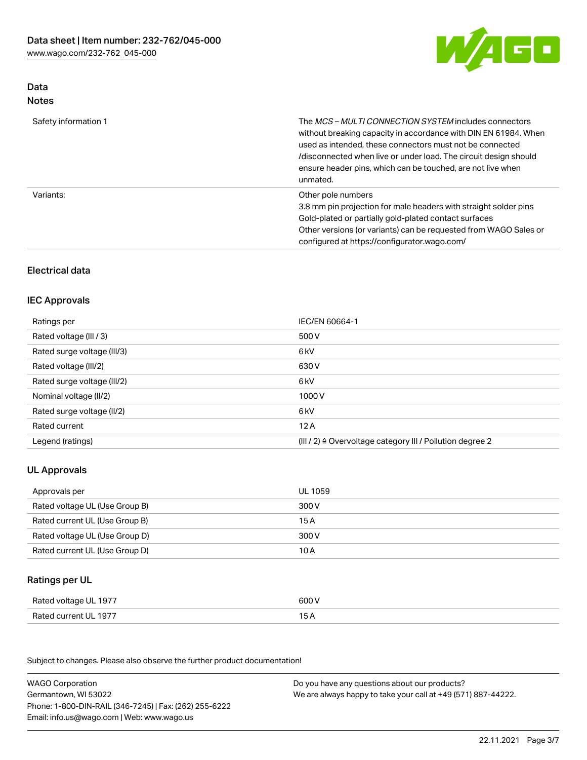## Data
### Notes

| | |
|---|---|
| Safety information 1 | The *MCS – MULTI CONNECTION SYSTEM* includes connectors without breaking capacity in accordance with DIN EN 61984. When used as intended, these connectors must not be connected /disconnected when live or under load. The circuit design should ensure header pins, which can be touched, are not live when unmated. |
| Variants: | Other pole numbers<br>3.8 mm pin projection for male headers with straight solder pins<br>Gold-plated or partially gold-plated contact surfaces<br>Other versions (or variants) can be requested from WAGO Sales or configured at https://configurator.wago.com/ |

## Electrical data

### IEC Approvals

| | |
|---|---|
| Ratings per | IEC/EN 60664-1 |
| Rated voltage (III / 3) | 500 V |
| Rated surge voltage (III/3) | 6 kV |
| Rated voltage (III/2) | 630 V |
| Rated surge voltage (III/2) | 6 kV |
| Nominal voltage (II/2) | 1000 V |
| Rated surge voltage (II/2) | 6 kV |
| Rated current | 12 A |
| Legend (ratings) | (III / 2) ≙ Overvoltage category III / Pollution degree 2 |

### UL Approvals

| | |
|---|---|
| Approvals per | UL 1059 |
| Rated voltage UL (Use Group B) | 300 V |
| Rated current UL (Use Group B) | 15 A |
| Rated voltage UL (Use Group D) | 300 V |
| Rated current UL (Use Group D) | 10 A |

### Ratings per UL

| | |
|---|---|
| Rated voltage UL 1977 | 600 V |
| Rated current UL 1977 | 15 A |

Subject to changes. Please also observe the further product documentation!

WAGO Corporation
Germantown, WI 53022
Phone: 1-800-DIN-RAIL (346-7245) | Fax: (262) 255-6222
Email: info.us@wago.com | Web: www.wago.us

Do you have any questions about our products?
We are always happy to take your call at +49 (571) 887-44222.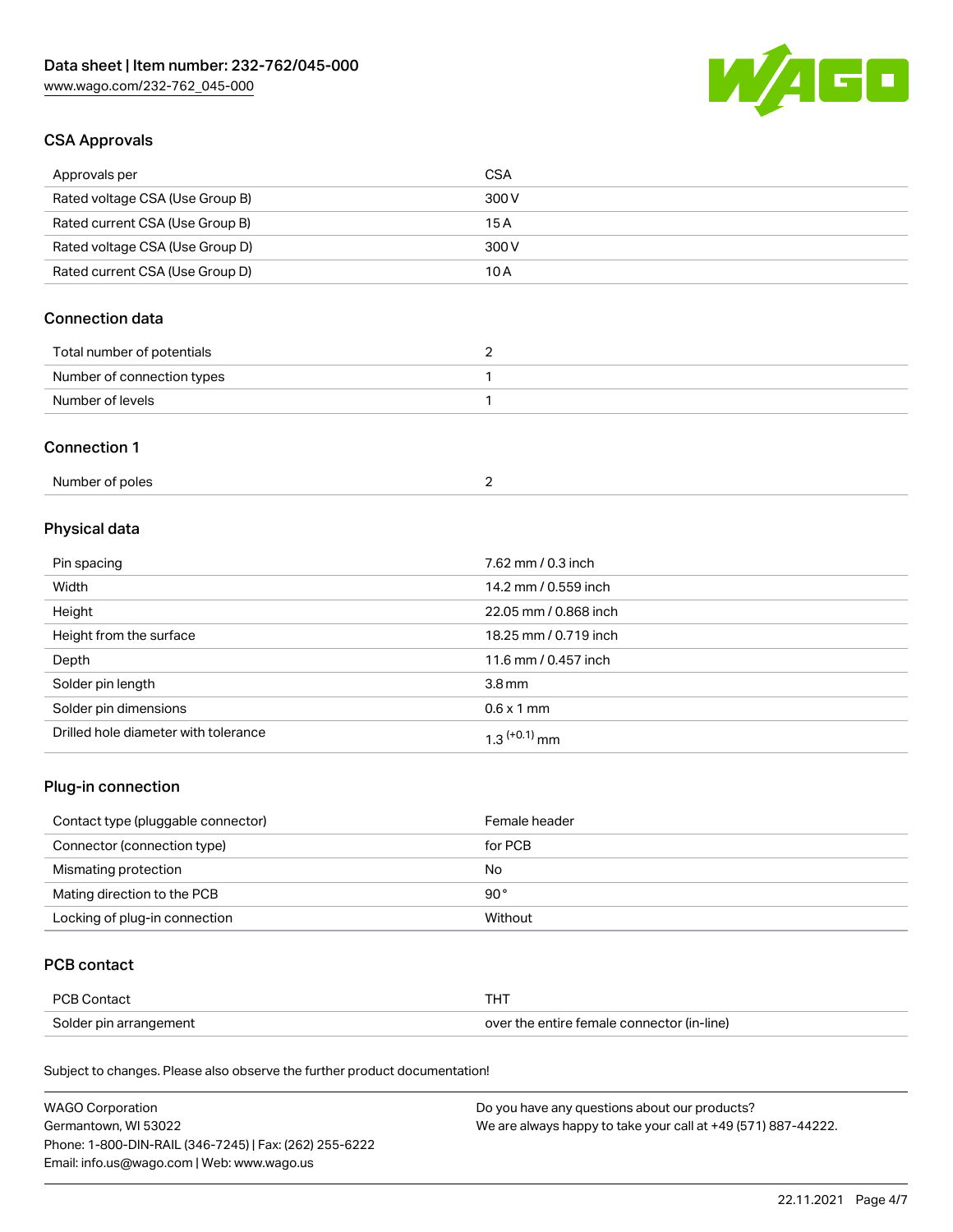## CSA Approvals

| Approvals per | CSA |
| --- | --- |
| Rated voltage CSA (Use Group B) | 300 V |
| Rated current CSA (Use Group B) | 15 A |
| Rated voltage CSA (Use Group D) | 300 V |
| Rated current CSA (Use Group D) | 10 A |

## Connection data

| Total number of potentials | 2 |
| --- | --- |
| Number of connection types | 1 |
| Number of levels | 1 |

## Connection 1

| Number of poles | 2 |
| --- | --- |

## Physical data

| Pin spacing | 7.62 mm / 0.3 inch |
| --- | --- |
| Width | 14.2 mm / 0.559 inch |
| Height | 22.05 mm / 0.868 inch |
| Height from the surface | 18.25 mm / 0.719 inch |
| Depth | 11.6 mm / 0.457 inch |
| Solder pin length | 3.8 mm |
| Solder pin dimensions | 0.6 x 1 mm |
| Drilled hole diameter with tolerance | $1.3^{(+0.1)}$ mm |

## Plug-in connection

| Contact type (pluggable connector) | Female header |
| --- | --- |
| Connector (connection type) | for PCB |
| Mismating protection | No |
| Mating direction to the PCB | 90 ° |
| Locking of plug-in connection | Without |

## PCB contact

| PCB Contact | THT |
| --- | --- |
| Solder pin arrangement | over the entire female connector (in-line) |

Subject to changes. Please also observe the further product documentation!

WAGO Corporation
Germantown, WI 53022
Phone: 1-800-DIN-RAIL (346-7245) | Fax: (262) 255-6222
Email: info.us@wago.com | Web: www.wago.us

Do you have any questions about our products?
We are always happy to take your call at +49 (571) 887-44222.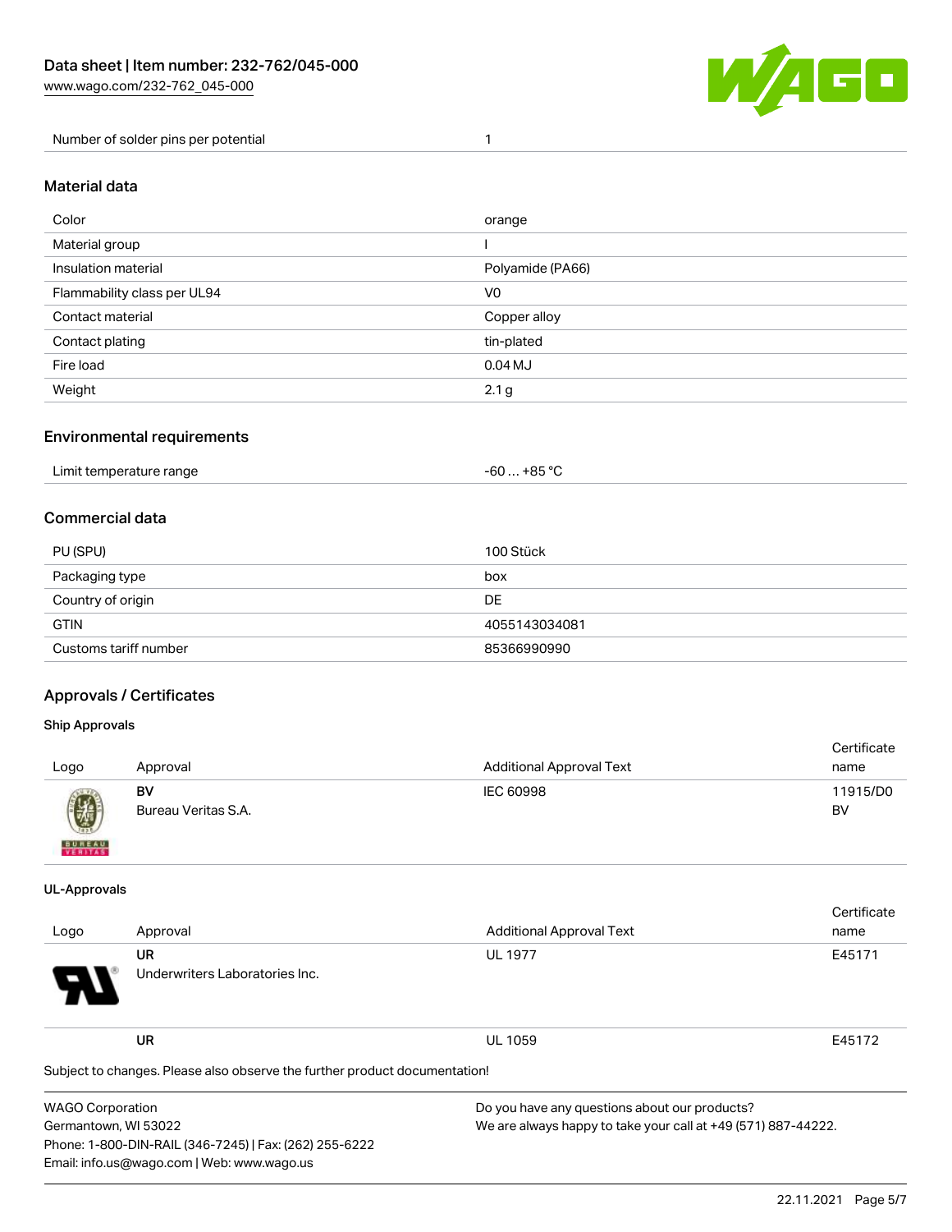| Number of solder pins per potential | 1 |
| --- | --- |

## Material data

| Color | orange |
| --- | --- |
| Material group | I |
| Insulation material | Polyamide (PA66) |
| Flammability class per UL94 | V0 |
| Contact material | Copper alloy |
| Contact plating | tin-plated |
| Fire load | 0.04 MJ |
| Weight | 2.1 g |

## Environmental requirements

| Limit temperature range | -60 … +85 °C |
| --- | --- |

## Commercial data

| PU (SPU) | 100 Stück |
| --- | --- |
| Packaging type | box |
| Country of origin | DE |
| GTIN | 4055143034081 |
| Customs tariff number | 85366990990 |

## Approvals / Certificates

### Ship Approvals

| Logo | Approval | Additional Approval Text | Certificate name |
| --- | --- | --- | --- |
| | **BV** Bureau Veritas S.A. | IEC 60998 | 11915/D0 BV |

### UL-Approvals

| Logo | Approval | Additional Approval Text | Certificate name |
| --- | --- | --- | --- |
| | **UR** Underwriters Laboratories Inc. | UL 1977 | E45171 |
| | **UR** | UL 1059 | E45172 |

Subject to changes. Please also observe the further product documentation!

WAGO Corporation
Germantown, WI 53022
Phone: 1-800-DIN-RAIL (346-7245) | Fax: (262) 255-6222
Email: info.us@wago.com | Web: www.wago.us

Do you have any questions about our products?
We are always happy to take your call at +49 (571) 887-44222.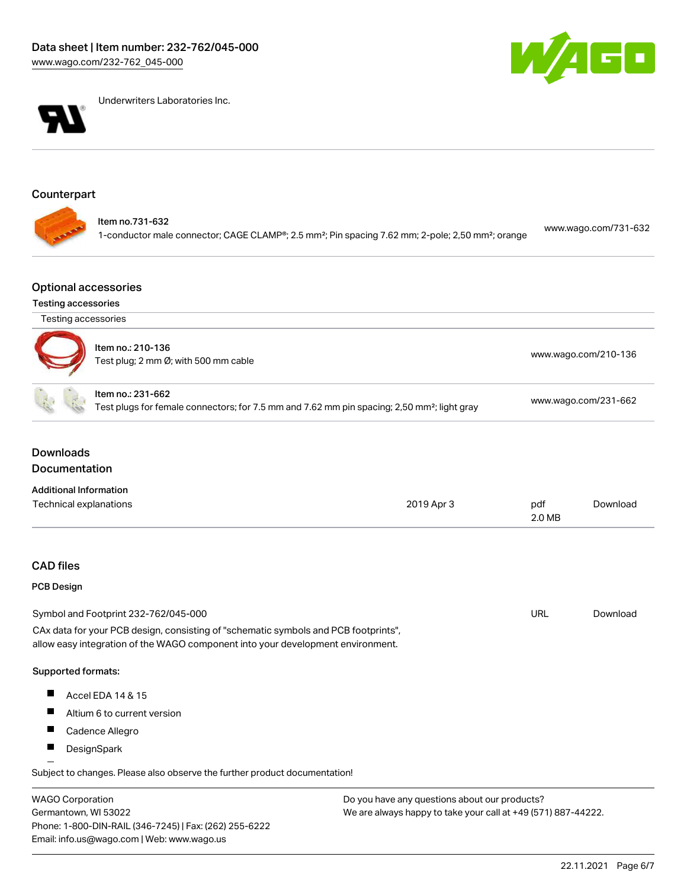Underwriters Laboratories Inc.

## Counterpart

Item no.731-632
1-conductor male connector; CAGE CLAMP®; 2.5 mm²; Pin spacing 7.62 mm; 2-pole; 2,50 mm²; orange — www.wago.com/731-632

## Optional accessories

### Testing accessories

| Testing accessories | |
|---|---|
| Item no.: 210-136<br>Test plug; 2 mm Ø; with 500 mm cable | www.wago.com/210-136 |
| Item no.: 231-662<br>Test plugs for female connectors; for 7.5 mm and 7.62 mm pin spacing; 2,50 mm²; light gray | www.wago.com/231-662 |

## Downloads

## Documentation

### Additional Information

| Technical explanations | 2019 Apr 3 | pdf 2.0 MB | Download |
|---|---|---|---|

## CAD files

### PCB Design

| Symbol and Footprint 232-762/045-000 | URL | Download |
|---|---|---|

CAx data for your PCB design, consisting of "schematic symbols and PCB footprints", allow easy integration of the WAGO component into your development environment.

**Supported formats:**

- Accel EDA 14 & 15
- Altium 6 to current version
- Cadence Allegro
- DesignSpark

Subject to changes. Please also observe the further product documentation!

WAGO Corporation
Germantown, WI 53022
Phone: 1-800-DIN-RAIL (346-7245) | Fax: (262) 255-6222
Email: info.us@wago.com | Web: www.wago.us

Do you have any questions about our products?
We are always happy to take your call at +49 (571) 887-44222.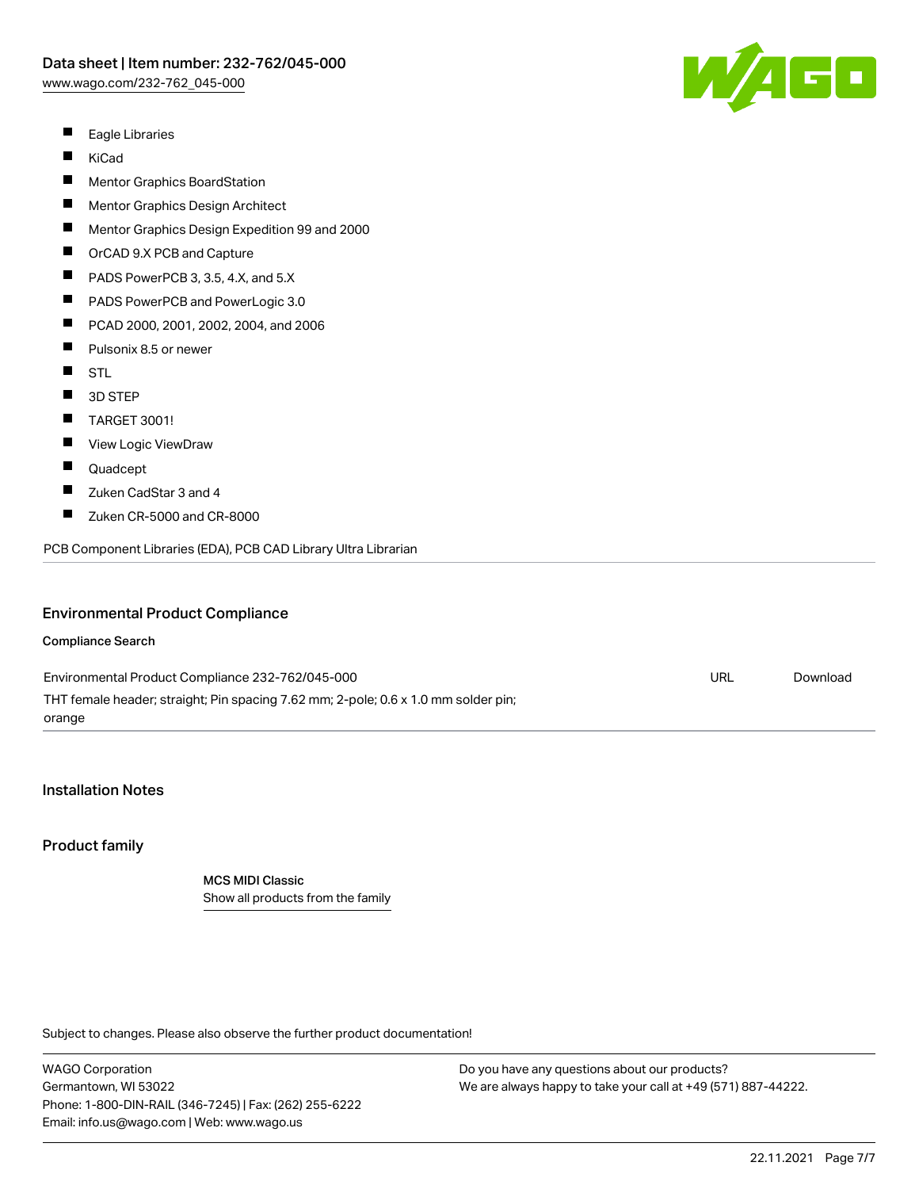- Eagle Libraries
- KiCad
- Mentor Graphics BoardStation
- Mentor Graphics Design Architect
- Mentor Graphics Design Expedition 99 and 2000
- OrCAD 9.X PCB and Capture
- PADS PowerPCB 3, 3.5, 4.X, and 5.X
- PADS PowerPCB and PowerLogic 3.0
- PCAD 2000, 2001, 2002, 2004, and 2006
- Pulsonix 8.5 or newer
- STL
- 3D STEP
- TARGET 3001!
- View Logic ViewDraw
- Quadcept
- Zuken CadStar 3 and 4
- Zuken CR-5000 and CR-8000

PCB Component Libraries (EDA), PCB CAD Library Ultra Librarian

## Environmental Product Compliance

### Compliance Search

| | | |
|---|---|---|
| Environmental Product Compliance 232-762/045-000<br>THT female header; straight; Pin spacing 7.62 mm; 2-pole; 0.6 x 1.0 mm solder pin; orange | URL | Download |

## Installation Notes

## Product family

**MCS MIDI Classic**
Show all products from the family

Subject to changes. Please also observe the further product documentation!

WAGO Corporation
Germantown, WI 53022
Phone: 1-800-DIN-RAIL (346-7245) | Fax: (262) 255-6222
Email: info.us@wago.com | Web: www.wago.us

Do you have any questions about our products?
We are always happy to take your call at +49 (571) 887-44222.